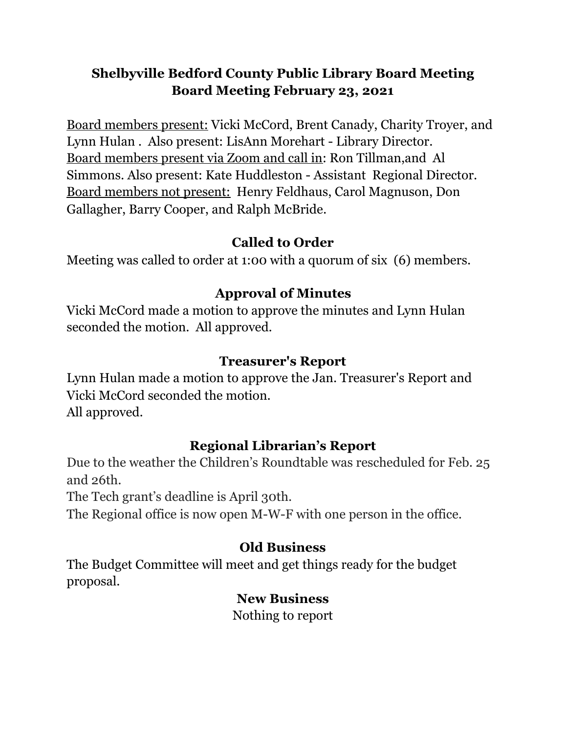# Shelbyville Bedford County Public Library Board Meeting
## Board Meeting February 23, 2021

Board members present: Vicki McCord, Brent Canady, Charity Troyer, and Lynn Hulan . Also present: LisAnn Morehart - Library Director.
Board members present via Zoom and call in: Ron Tillman,and Al Simmons. Also present: Kate Huddleston - Assistant Regional Director.
Board members not present: Henry Feldhaus, Carol Magnuson, Don Gallagher, Barry Cooper, and Ralph McBride.

### Called to Order

Meeting was called to order at 1:00 with a quorum of six (6) members.

### Approval of Minutes

Vicki McCord made a motion to approve the minutes and Lynn Hulan seconded the motion. All approved.

### Treasurer's Report

Lynn Hulan made a motion to approve the Jan. Treasurer's Report and Vicki McCord seconded the motion.
All approved.

### Regional Librarian's Report

Due to the weather the Children's Roundtable was rescheduled for Feb. 25 and 26th.
The Tech grant's deadline is April 30th.
The Regional office is now open M-W-F with one person in the office.

### Old Business

The Budget Committee will meet and get things ready for the budget proposal.

### New Business

Nothing to report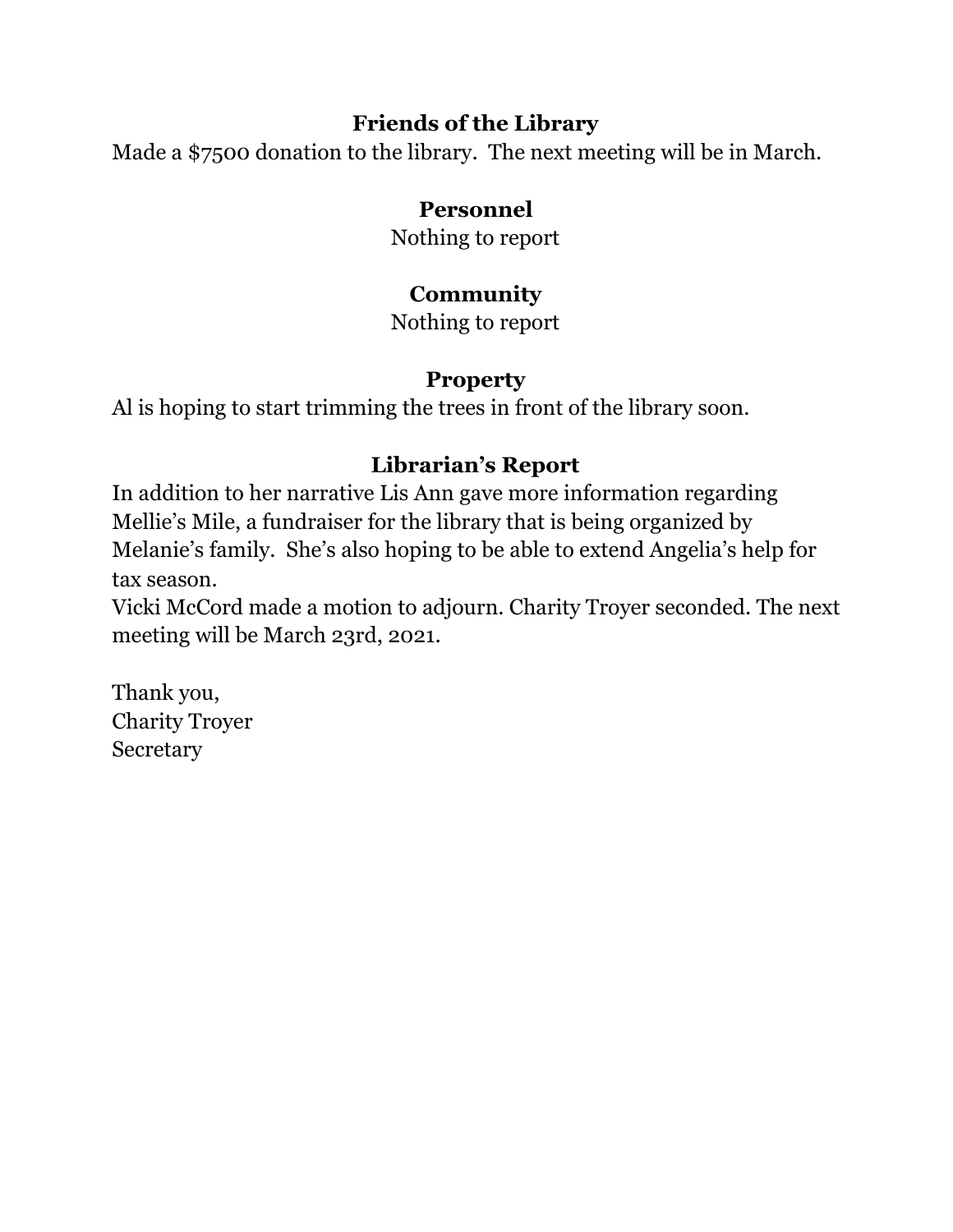### Friends of the Library

Made a $7500 donation to the library. The next meeting will be in March.

### Personnel

Nothing to report

### Community

Nothing to report

### Property

Al is hoping to start trimming the trees in front of the library soon.

### Librarian's Report

In addition to her narrative Lis Ann gave more information regarding Mellie's Mile, a fundraiser for the library that is being organized by Melanie's family. She's also hoping to be able to extend Angelia's help for tax season.

Vicki McCord made a motion to adjourn. Charity Troyer seconded. The next meeting will be March 23rd, 2021.

Thank you,
Charity Troyer
Secretary